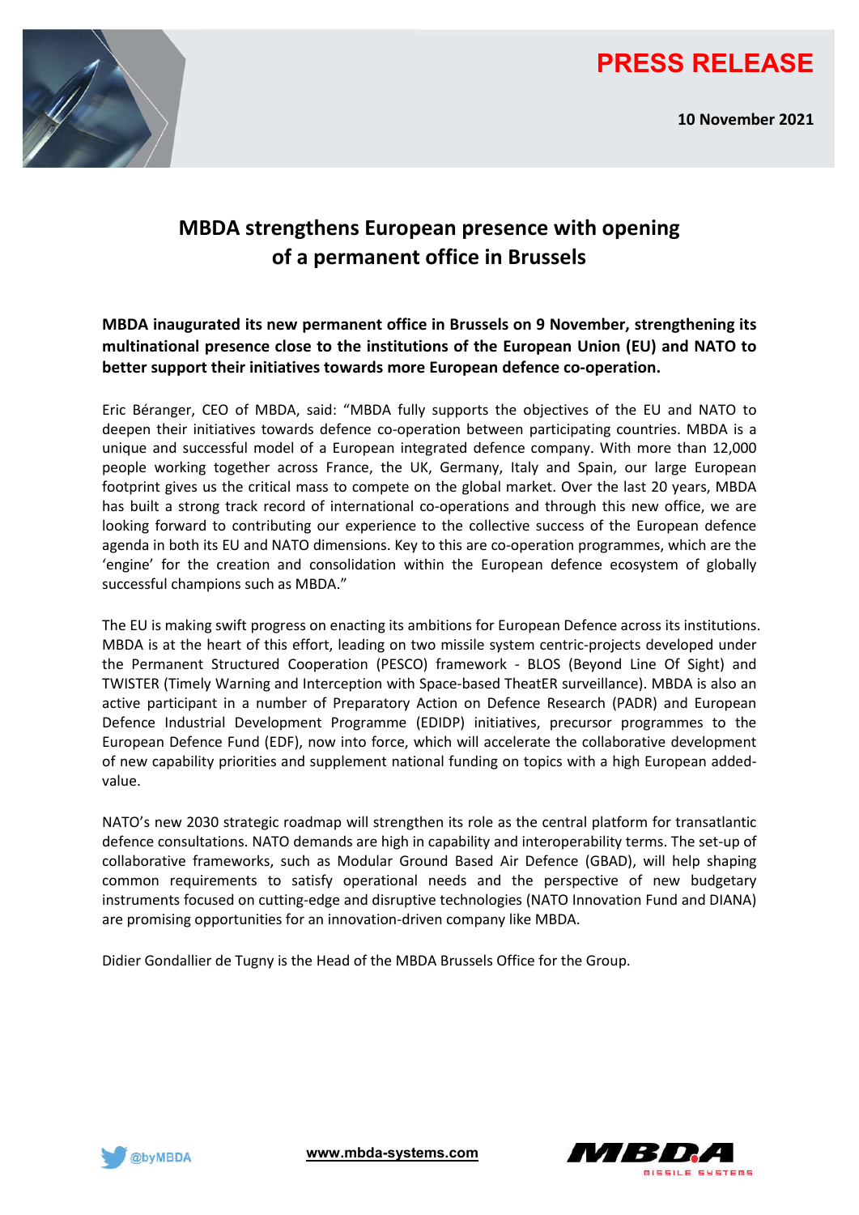**PRESS RELEASE**

**10 November 2021**

# MBDA strengthens European presence with opening of a permanent office in Brussels

**MBDA inaugurated its new permanent office in Brussels on 9 November, strengthening its multinational presence close to the institutions of the European Union (EU) and NATO to better support their initiatives towards more European defence co-operation.**

Eric Béranger, CEO of MBDA, said: "MBDA fully supports the objectives of the EU and NATO to deepen their initiatives towards defence co-operation between participating countries. MBDA is a unique and successful model of a European integrated defence company. With more than 12,000 people working together across France, the UK, Germany, Italy and Spain, our large European footprint gives us the critical mass to compete on the global market. Over the last 20 years, MBDA has built a strong track record of international co-operations and through this new office, we are looking forward to contributing our experience to the collective success of the European defence agenda in both its EU and NATO dimensions. Key to this are co-operation programmes, which are the 'engine' for the creation and consolidation within the European defence ecosystem of globally successful champions such as MBDA."

The EU is making swift progress on enacting its ambitions for European Defence across its institutions. MBDA is at the heart of this effort, leading on two missile system centric-projects developed under the Permanent Structured Cooperation (PESCO) framework - BLOS (Beyond Line Of Sight) and TWISTER (Timely Warning and Interception with Space-based TheatER surveillance). MBDA is also an active participant in a number of Preparatory Action on Defence Research (PADR) and European Defence Industrial Development Programme (EDIDP) initiatives, precursor programmes to the European Defence Fund (EDF), now into force, which will accelerate the collaborative development of new capability priorities and supplement national funding on topics with a high European added-value.

NATO's new 2030 strategic roadmap will strengthen its role as the central platform for transatlantic defence consultations. NATO demands are high in capability and interoperability terms. The set-up of collaborative frameworks, such as Modular Ground Based Air Defence (GBAD), will help shaping common requirements to satisfy operational needs and the perspective of new budgetary instruments focused on cutting-edge and disruptive technologies (NATO Innovation Fund and DIANA) are promising opportunities for an innovation-driven company like MBDA.

Didier Gondallier de Tugny is the Head of the MBDA Brussels Office for the Group.

@byMBDA

www.mbda-systems.com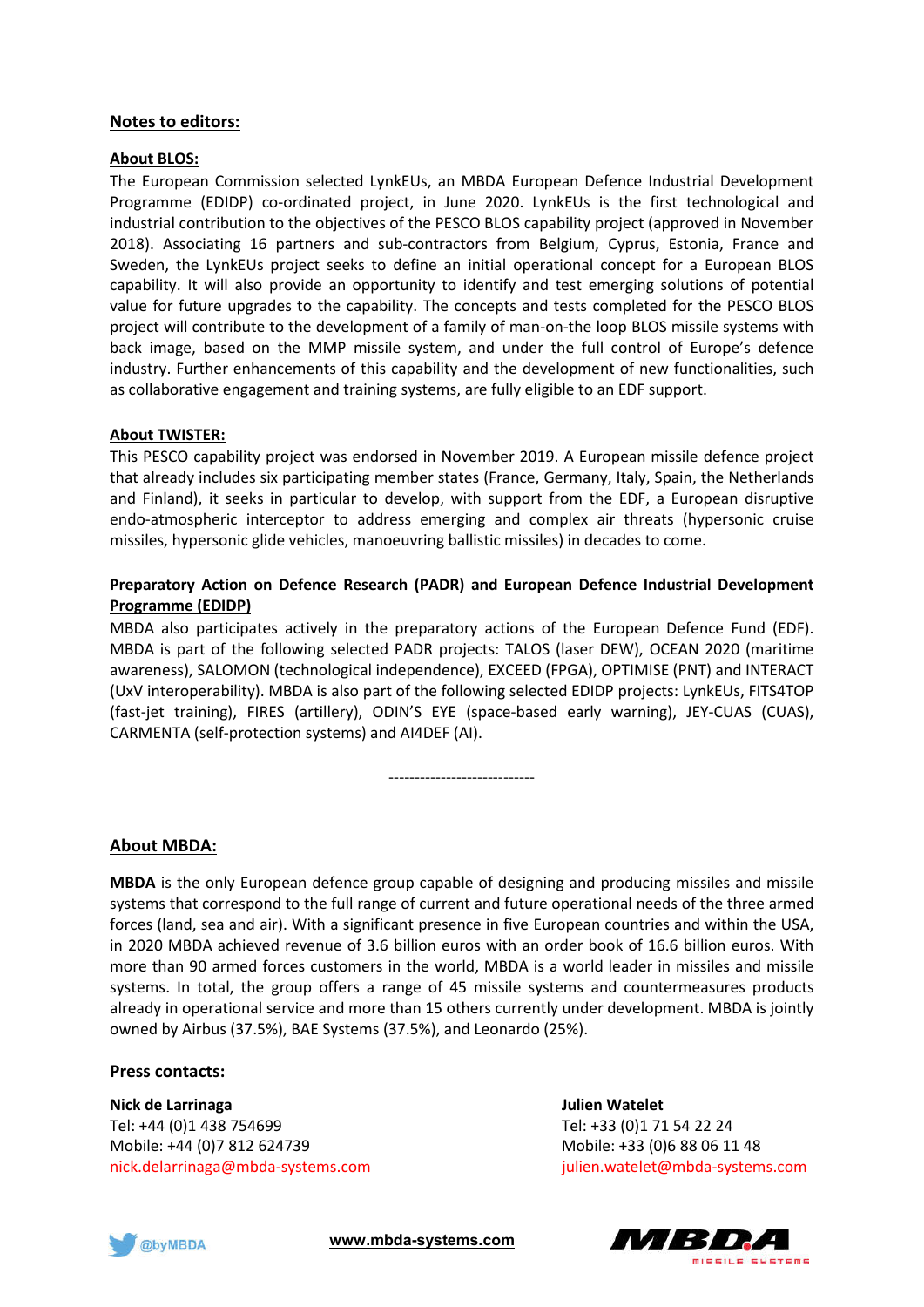## Notes to editors:

### About BLOS:

The European Commission selected LynkEUs, an MBDA European Defence Industrial Development Programme (EDIDP) co-ordinated project, in June 2020. LynkEUs is the first technological and industrial contribution to the objectives of the PESCO BLOS capability project (approved in November 2018). Associating 16 partners and sub-contractors from Belgium, Cyprus, Estonia, France and Sweden, the LynkEUs project seeks to define an initial operational concept for a European BLOS capability. It will also provide an opportunity to identify and test emerging solutions of potential value for future upgrades to the capability. The concepts and tests completed for the PESCO BLOS project will contribute to the development of a family of man-on-the loop BLOS missile systems with back image, based on the MMP missile system, and under the full control of Europe's defence industry. Further enhancements of this capability and the development of new functionalities, such as collaborative engagement and training systems, are fully eligible to an EDF support.

### About TWISTER:

This PESCO capability project was endorsed in November 2019. A European missile defence project that already includes six participating member states (France, Germany, Italy, Spain, the Netherlands and Finland), it seeks in particular to develop, with support from the EDF, a European disruptive endo-atmospheric interceptor to address emerging and complex air threats (hypersonic cruise missiles, hypersonic glide vehicles, manoeuvring ballistic missiles) in decades to come.

### Preparatory Action on Defence Research (PADR) and European Defence Industrial Development Programme (EDIDP)

MBDA also participates actively in the preparatory actions of the European Defence Fund (EDF). MBDA is part of the following selected PADR projects: TALOS (laser DEW), OCEAN 2020 (maritime awareness), SALOMON (technological independence), EXCEED (FPGA), OPTIMISE (PNT) and INTERACT (UxV interoperability). MBDA is also part of the following selected EDIDP projects: LynkEUs, FITS4TOP (fast-jet training), FIRES (artillery), ODIN'S EYE (space-based early warning), JEY-CUAS (CUAS), CARMENTA (self-protection systems) and AI4DEF (AI).

----------------------------

## About MBDA:

**MBDA** is the only European defence group capable of designing and producing missiles and missile systems that correspond to the full range of current and future operational needs of the three armed forces (land, sea and air). With a significant presence in five European countries and within the USA, in 2020 MBDA achieved revenue of 3.6 billion euros with an order book of 16.6 billion euros. With more than 90 armed forces customers in the world, MBDA is a world leader in missiles and missile systems. In total, the group offers a range of 45 missile systems and countermeasures products already in operational service and more than 15 others currently under development. MBDA is jointly owned by Airbus (37.5%), BAE Systems (37.5%), and Leonardo (25%).

### Press contacts:

**Nick de Larrinaga**
Tel: +44 (0)1 438 754699
Mobile: +44 (0)7 812 624739
nick.delarrinaga@mbda-systems.com

**Julien Watelet**
Tel: +33 (0)1 71 54 22 24
Mobile: +33 (0)6 88 06 11 48
julien.watelet@mbda-systems.com

@byMBDA

www.mbda-systems.com

MBDA MISSILE SYSTEMS